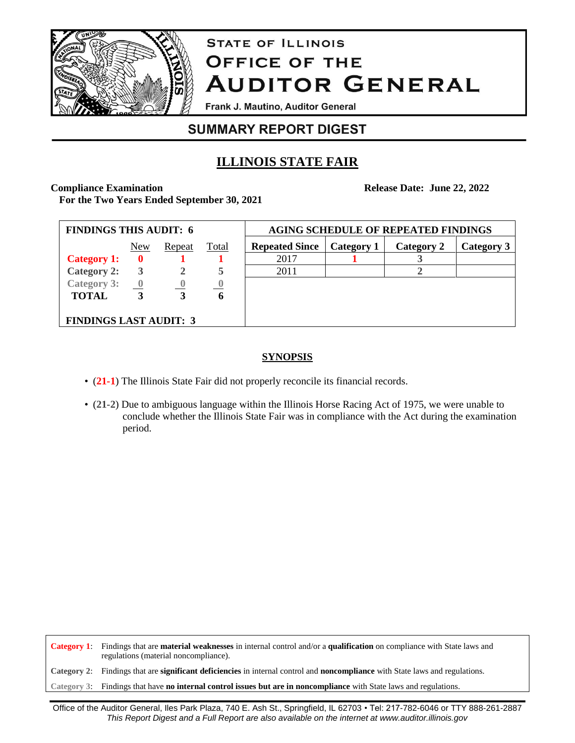# STATE OF ILLINOIS
# OFFICE OF THE AUDITOR GENERAL

Frank J. Mautino, Auditor General

## SUMMARY REPORT DIGEST

## ILLINOIS STATE FAIR

**Compliance Examination**
**For the Two Years Ended September 30, 2021**

**Release Date: June 22, 2022**

| FINDINGS THIS AUDIT: 6 | New | Repeat | Total |
|---|---|---|---|
| **Category 1:** | **0** | **1** | **1** |
| **Category 2:** | **3** | **2** | **5** |
| **Category 3:** | **0** | **0** | **0** |
| **TOTAL** | **3** | **3** | **6** |
| **FINDINGS LAST AUDIT: 3** | | | |

| AGING SCHEDULE OF REPEATED FINDINGS | | | |
|---|---|---|---|
| **Repeated Since** | **Category 1** | **Category 2** | **Category 3** |
| 2017 | **1** | **3** | |
| 2011 | | **2** | |

### SYNOPSIS

- (**21-1**) The Illinois State Fair did not properly reconcile its financial records.
- (**21-2**) Due to ambiguous language within the Illinois Horse Racing Act of 1975, we were unable to conclude whether the Illinois State Fair was in compliance with the Act during the examination period.

| | |
|---|---|
| **Category 1**: | Findings that are **material weaknesses** in internal control and/or a **qualification** on compliance with State laws and regulations (material noncompliance). |
| **Category 2**: | Findings that are **significant deficiencies** in internal control and **noncompliance** with State laws and regulations. |
| **Category 3**: | Findings that have **no internal control issues but are in noncompliance** with State laws and regulations. |

Office of the Auditor General, Iles Park Plaza, 740 E. Ash St., Springfield, IL 62703 • Tel: 217-782-6046 or TTY 888-261-2887
*This Report Digest and a Full Report are also available on the internet at www.auditor.illinois.gov*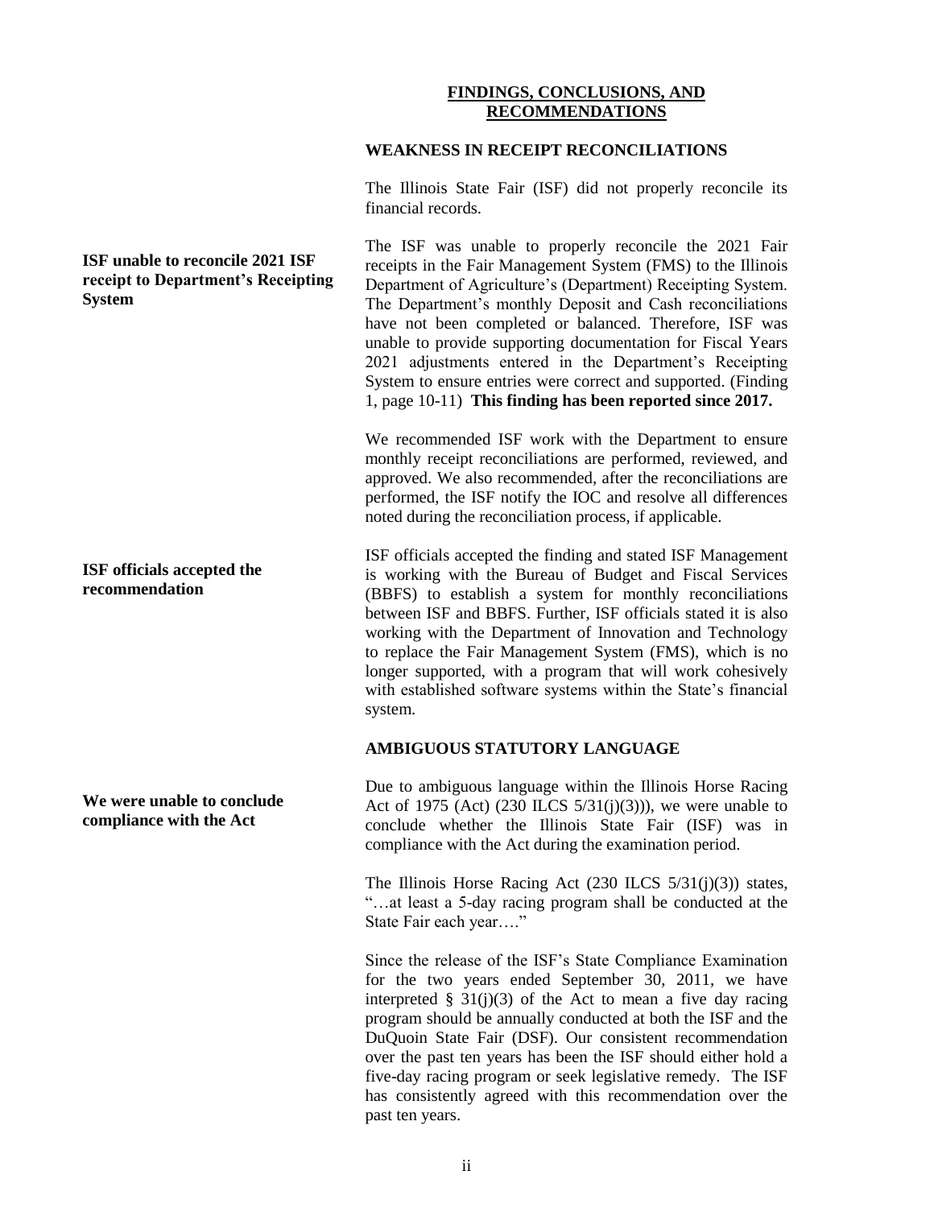## FINDINGS, CONCLUSIONS, AND RECOMMENDATIONS

### WEAKNESS IN RECEIPT RECONCILIATIONS

The Illinois State Fair (ISF) did not properly reconcile its financial records.

**ISF unable to reconcile 2021 ISF receipt to Department's Receipting System**

The ISF was unable to properly reconcile the 2021 Fair receipts in the Fair Management System (FMS) to the Illinois Department of Agriculture's (Department) Receipting System. The Department's monthly Deposit and Cash reconciliations have not been completed or balanced. Therefore, ISF was unable to provide supporting documentation for Fiscal Years 2021 adjustments entered in the Department's Receipting System to ensure entries were correct and supported. (Finding 1, page 10-11) **This finding has been reported since 2017.**

We recommended ISF work with the Department to ensure monthly receipt reconciliations are performed, reviewed, and approved. We also recommended, after the reconciliations are performed, the ISF notify the IOC and resolve all differences noted during the reconciliation process, if applicable.

**ISF officials accepted the recommendation**

ISF officials accepted the finding and stated ISF Management is working with the Bureau of Budget and Fiscal Services (BBFS) to establish a system for monthly reconciliations between ISF and BBFS. Further, ISF officials stated it is also working with the Department of Innovation and Technology to replace the Fair Management System (FMS), which is no longer supported, with a program that will work cohesively with established software systems within the State's financial system.

### AMBIGUOUS STATUTORY LANGUAGE

**We were unable to conclude compliance with the Act**

Due to ambiguous language within the Illinois Horse Racing Act of 1975 (Act) (230 ILCS 5/31(j)(3))), we were unable to conclude whether the Illinois State Fair (ISF) was in compliance with the Act during the examination period.

The Illinois Horse Racing Act (230 ILCS 5/31(j)(3)) states, "…at least a 5-day racing program shall be conducted at the State Fair each year…."

Since the release of the ISF's State Compliance Examination for the two years ended September 30, 2011, we have interpreted § 31(j)(3) of the Act to mean a five day racing program should be annually conducted at both the ISF and the DuQuoin State Fair (DSF). Our consistent recommendation over the past ten years has been the ISF should either hold a five-day racing program or seek legislative remedy. The ISF has consistently agreed with this recommendation over the past ten years.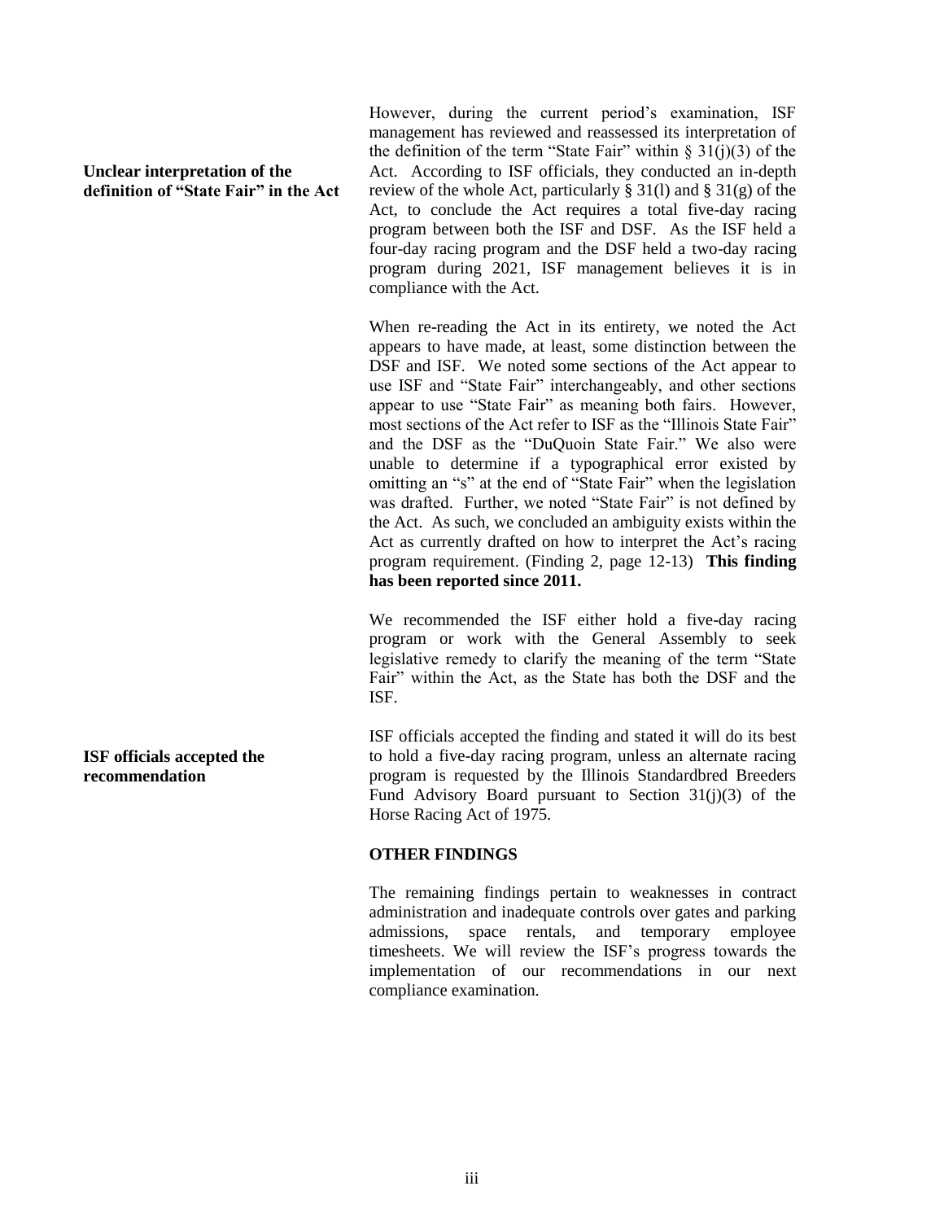However, during the current period's examination, ISF management has reviewed and reassessed its interpretation of the definition of the term "State Fair" within § 31(j)(3) of the Act. According to ISF officials, they conducted an in-depth review of the whole Act, particularly § 31(l) and § 31(g) of the Act, to conclude the Act requires a total five-day racing program between both the ISF and DSF. As the ISF held a four-day racing program and the DSF held a two-day racing program during 2021, ISF management believes it is in compliance with the Act.

**Unclear interpretation of the definition of "State Fair" in the Act**

When re-reading the Act in its entirety, we noted the Act appears to have made, at least, some distinction between the DSF and ISF. We noted some sections of the Act appear to use ISF and "State Fair" interchangeably, and other sections appear to use "State Fair" as meaning both fairs. However, most sections of the Act refer to ISF as the "Illinois State Fair" and the DSF as the "DuQuoin State Fair." We also were unable to determine if a typographical error existed by omitting an "s" at the end of "State Fair" when the legislation was drafted. Further, we noted "State Fair" is not defined by the Act. As such, we concluded an ambiguity exists within the Act as currently drafted on how to interpret the Act's racing program requirement. (Finding 2, page 12-13) **This finding has been reported since 2011.**

We recommended the ISF either hold a five-day racing program or work with the General Assembly to seek legislative remedy to clarify the meaning of the term "State Fair" within the Act, as the State has both the DSF and the ISF.

**ISF officials accepted the recommendation**

ISF officials accepted the finding and stated it will do its best to hold a five-day racing program, unless an alternate racing program is requested by the Illinois Standardbred Breeders Fund Advisory Board pursuant to Section 31(j)(3) of the Horse Racing Act of 1975.

**OTHER FINDINGS**

The remaining findings pertain to weaknesses in contract administration and inadequate controls over gates and parking admissions, space rentals, and temporary employee timesheets. We will review the ISF's progress towards the implementation of our recommendations in our next compliance examination.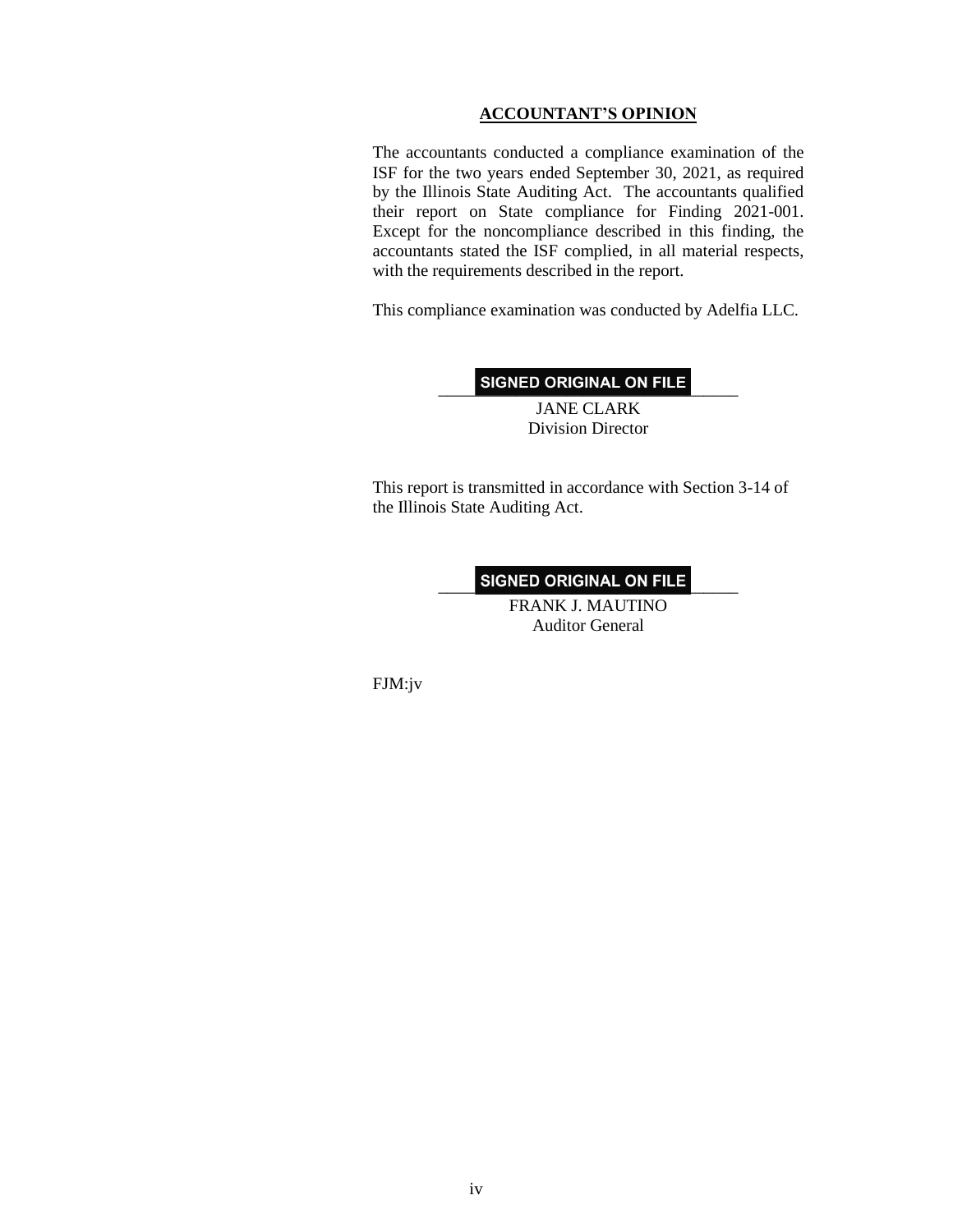## ACCOUNTANT'S OPINION

The accountants conducted a compliance examination of the ISF for the two years ended September 30, 2021, as required by the Illinois State Auditing Act. The accountants qualified their report on State compliance for Finding 2021-001. Except for the noncompliance described in this finding, the accountants stated the ISF complied, in all material respects, with the requirements described in the report.

This compliance examination was conducted by Adelfia LLC.

SIGNED ORIGINAL ON FILE

JANE CLARK
Division Director

This report is transmitted in accordance with Section 3-14 of the Illinois State Auditing Act.

SIGNED ORIGINAL ON FILE

FRANK J. MAUTINO
Auditor General

FJM:jv